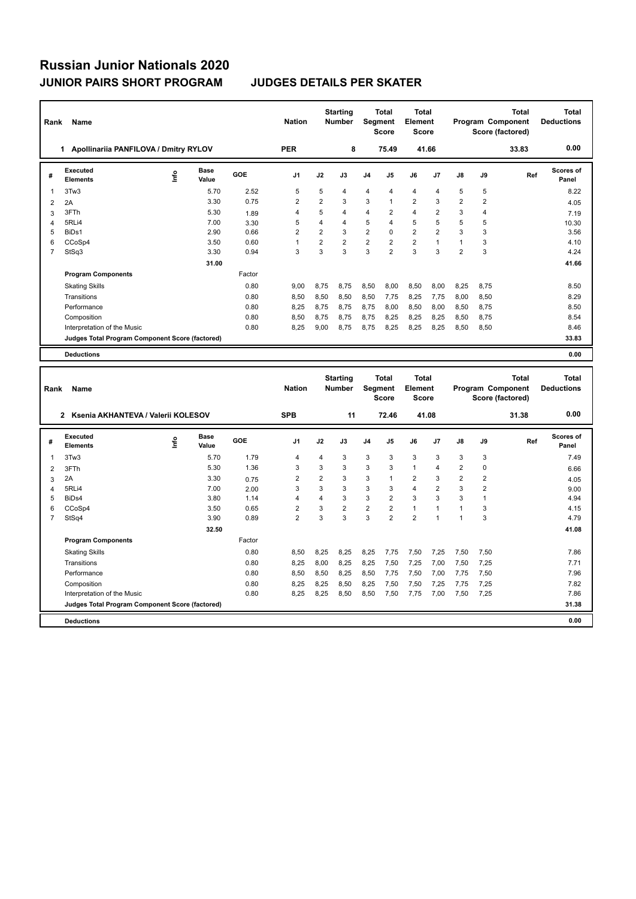# Russian Junior Nationals 2020

## JUNIOR PAIRS SHORT PROGRAM — JUDGES DETAILS PER SKATER

| Rank | Name | Nation | Starting Number | Total Segment Score | Total Element Score | Total Program Component Score (factored) | Total Deductions |
|---|---|---|---|---|---|---|---|
| 1 | Apollinariia PANFILOVA / Dmitry RYLOV | PER | 8 | 75.49 | 41.66 | 33.83 | 0.00 |

| # | Executed Elements | Info | Base Value | GOE | J1 | J2 | J3 | J4 | J5 | J6 | J7 | J8 | J9 | Ref | Scores of Panel |
|---|---|---|---|---|---|---|---|---|---|---|---|---|---|---|---|
| 1 | 3Tw3 | | 5.70 | 2.52 | 5 | 5 | 4 | 4 | 4 | 4 | 4 | 5 | 5 | | 8.22 |
| 2 | 2A | | 3.30 | 0.75 | 2 | 2 | 3 | 3 | 1 | 2 | 3 | 2 | 2 | | 4.05 |
| 3 | 3FTh | | 5.30 | 1.89 | 4 | 5 | 4 | 4 | 2 | 4 | 2 | 3 | 4 | | 7.19 |
| 4 | 5RLi4 | | 7.00 | 3.30 | 5 | 4 | 4 | 5 | 4 | 5 | 5 | 5 | 5 | | 10.30 |
| 5 | BiDs1 | | 2.90 | 0.66 | 2 | 2 | 3 | 2 | 0 | 2 | 2 | 3 | 3 | | 3.56 |
| 6 | CCoSp4 | | 3.50 | 0.60 | 1 | 2 | 2 | 2 | 2 | 2 | 1 | 1 | 3 | | 4.10 |
| 7 | StSq3 | | 3.30 | 0.94 | 3 | 3 | 3 | 3 | 2 | 3 | 3 | 2 | 3 | | 4.24 |
| | | | 31.00 | | | | | | | | | | | | 41.66 |
| | **Program Components** | | | Factor | | | | | | | | | | | |
| | Skating Skills | | | 0.80 | 9,00 | 8,75 | 8,75 | 8,50 | 8,00 | 8,50 | 8,00 | 8,25 | 8,75 | | 8.50 |
| | Transitions | | | 0.80 | 8,50 | 8,50 | 8,50 | 8,50 | 7,75 | 8,25 | 7,75 | 8,00 | 8,50 | | 8.29 |
| | Performance | | | 0.80 | 8,25 | 8,75 | 8,75 | 8,75 | 8,00 | 8,50 | 8,00 | 8,50 | 8,75 | | 8.50 |
| | Composition | | | 0.80 | 8,50 | 8,75 | 8,75 | 8,75 | 8,25 | 8,25 | 8,25 | 8,50 | 8,75 | | 8.54 |
| | Interpretation of the Music | | | 0.80 | 8,25 | 9,00 | 8,75 | 8,75 | 8,25 | 8,25 | 8,25 | 8,50 | 8,50 | | 8.46 |
| | **Judges Total Program Component Score (factored)** | | | | | | | | | | | | | | 33.83 |
| | **Deductions** | | | | | | | | | | | | | | 0.00 |

| Rank | Name | Nation | Starting Number | Total Segment Score | Total Element Score | Total Program Component Score (factored) | Total Deductions |
|---|---|---|---|---|---|---|---|
| 2 | Ksenia AKHANTEVA / Valerii KOLESOV | SPB | 11 | 72.46 | 41.08 | 31.38 | 0.00 |

| # | Executed Elements | Info | Base Value | GOE | J1 | J2 | J3 | J4 | J5 | J6 | J7 | J8 | J9 | Ref | Scores of Panel |
|---|---|---|---|---|---|---|---|---|---|---|---|---|---|---|---|
| 1 | 3Tw3 | | 5.70 | 1.79 | 4 | 4 | 3 | 3 | 3 | 3 | 3 | 3 | 3 | | 7.49 |
| 2 | 3FTh | | 5.30 | 1.36 | 3 | 3 | 3 | 3 | 3 | 1 | 4 | 2 | 0 | | 6.66 |
| 3 | 2A | | 3.30 | 0.75 | 2 | 2 | 3 | 3 | 1 | 2 | 3 | 2 | 2 | | 4.05 |
| 4 | 5RLi4 | | 7.00 | 2.00 | 3 | 3 | 3 | 3 | 3 | 4 | 2 | 3 | 2 | | 9.00 |
| 5 | BiDs4 | | 3.80 | 1.14 | 4 | 4 | 3 | 3 | 2 | 3 | 3 | 3 | 1 | | 4.94 |
| 6 | CCoSp4 | | 3.50 | 0.65 | 2 | 3 | 2 | 2 | 2 | 1 | 1 | 1 | 3 | | 4.15 |
| 7 | StSq4 | | 3.90 | 0.89 | 2 | 3 | 3 | 3 | 2 | 2 | 1 | 1 | 3 | | 4.79 |
| | | | 32.50 | | | | | | | | | | | | 41.08 |
| | **Program Components** | | | Factor | | | | | | | | | | | |
| | Skating Skills | | | 0.80 | 8,50 | 8,25 | 8,25 | 8,25 | 7,75 | 7,50 | 7,25 | 7,50 | 7,50 | | 7.86 |
| | Transitions | | | 0.80 | 8,25 | 8,00 | 8,25 | 8,25 | 7,50 | 7,25 | 7,00 | 7,50 | 7,25 | | 7.71 |
| | Performance | | | 0.80 | 8,50 | 8,50 | 8,25 | 8,50 | 7,75 | 7,50 | 7,00 | 7,75 | 7,50 | | 7.96 |
| | Composition | | | 0.80 | 8,25 | 8,25 | 8,50 | 8,25 | 7,50 | 7,50 | 7,25 | 7,75 | 7,25 | | 7.82 |
| | Interpretation of the Music | | | 0.80 | 8,25 | 8,25 | 8,50 | 8,50 | 7,50 | 7,75 | 7,00 | 7,50 | 7,25 | | 7.86 |
| | **Judges Total Program Component Score (factored)** | | | | | | | | | | | | | | 31.38 |
| | **Deductions** | | | | | | | | | | | | | | 0.00 |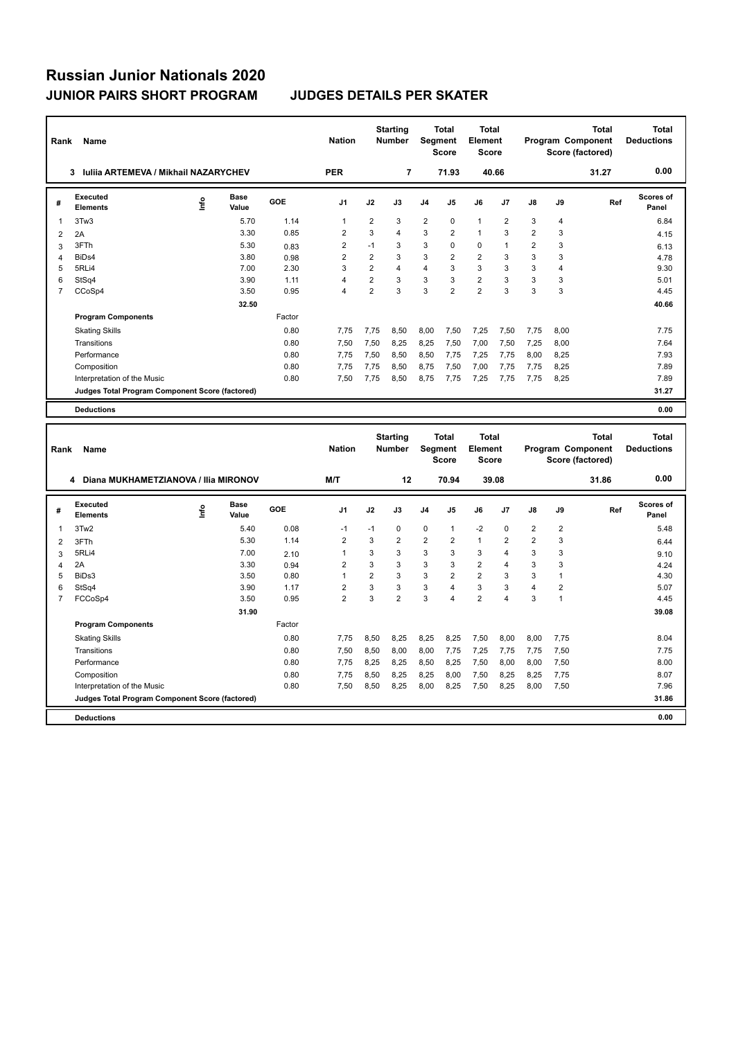# Russian Junior Nationals 2020

## JUNIOR PAIRS SHORT PROGRAM — JUDGES DETAILS PER SKATER

| Rank | Name | Nation | Starting Number | Total Segment Score | Total Element Score | Total Program Component Score (factored) | Total Deductions |
|---|---|---|---|---|---|---|---|
| 3 | Iuliia ARTEMEVA / Mikhail NAZARYCHEV | PER | 7 | 71.93 | 40.66 | 31.27 | 0.00 |

| # | Executed Elements | Info | Base Value | GOE | J1 | J2 | J3 | J4 | J5 | J6 | J7 | J8 | J9 | Ref | Scores of Panel |
|---|---|---|---|---|---|---|---|---|---|---|---|---|---|---|---|
| 1 | 3Tw3 | | 5.70 | 1.14 | 1 | 2 | 3 | 2 | 0 | 1 | 2 | 3 | 4 | | 6.84 |
| 2 | 2A | | 3.30 | 0.85 | 2 | 3 | 4 | 3 | 2 | 1 | 3 | 2 | 3 | | 4.15 |
| 3 | 3FTh | | 5.30 | 0.83 | 2 | -1 | 3 | 3 | 0 | 0 | 1 | 2 | 3 | | 6.13 |
| 4 | BiDs4 | | 3.80 | 0.98 | 2 | 2 | 3 | 3 | 2 | 2 | 3 | 3 | 3 | | 4.78 |
| 5 | 5RLi4 | | 7.00 | 2.30 | 3 | 2 | 4 | 4 | 3 | 3 | 3 | 3 | 4 | | 9.30 |
| 6 | StSq4 | | 3.90 | 1.11 | 4 | 2 | 3 | 3 | 3 | 2 | 3 | 3 | 3 | | 5.01 |
| 7 | CCoSp4 | | 3.50 | 0.95 | 4 | 2 | 3 | 3 | 2 | 2 | 3 | 3 | 3 | | 4.45 |
| | | | 32.50 | | | | | | | | | | | | 40.66 |

| Program Components | Factor | J1 | J2 | J3 | J4 | J5 | J6 | J7 | J8 | J9 | Scores of Panel |
|---|---|---|---|---|---|---|---|---|---|---|---|
| Skating Skills | 0.80 | 7,75 | 7,75 | 8,50 | 8,00 | 7,50 | 7,25 | 7,50 | 7,75 | 8,00 | 7.75 |
| Transitions | 0.80 | 7,50 | 7,50 | 8,25 | 8,25 | 7,50 | 7,00 | 7,50 | 7,25 | 8,00 | 7.64 |
| Performance | 0.80 | 7,75 | 7,50 | 8,50 | 8,50 | 7,75 | 7,25 | 7,75 | 8,00 | 8,25 | 7.93 |
| Composition | 0.80 | 7,75 | 7,75 | 8,50 | 8,75 | 7,50 | 7,00 | 7,75 | 7,75 | 8,25 | 7.89 |
| Interpretation of the Music | 0.80 | 7,50 | 7,75 | 8,50 | 8,75 | 7,75 | 7,25 | 7,75 | 7,75 | 8,25 | 7.89 |
| Judges Total Program Component Score (factored) | | | | | | | | | | | 31.27 |

**Deductions** 0.00

| Rank | Name | Nation | Starting Number | Total Segment Score | Total Element Score | Total Program Component Score (factored) | Total Deductions |
|---|---|---|---|---|---|---|---|
| 4 | Diana MUKHAMETZIANOVA / Ilia MIRONOV | M/T | 12 | 70.94 | 39.08 | 31.86 | 0.00 |

| # | Executed Elements | Info | Base Value | GOE | J1 | J2 | J3 | J4 | J5 | J6 | J7 | J8 | J9 | Ref | Scores of Panel |
|---|---|---|---|---|---|---|---|---|---|---|---|---|---|---|---|
| 1 | 3Tw2 | | 5.40 | 0.08 | -1 | -1 | 0 | 0 | 1 | -2 | 0 | 2 | 2 | | 5.48 |
| 2 | 3FTh | | 5.30 | 1.14 | 2 | 3 | 2 | 2 | 2 | 1 | 2 | 2 | 3 | | 6.44 |
| 3 | 5RLi4 | | 7.00 | 2.10 | 1 | 3 | 3 | 3 | 3 | 3 | 4 | 3 | 3 | | 9.10 |
| 4 | 2A | | 3.30 | 0.94 | 2 | 3 | 3 | 3 | 3 | 2 | 4 | 3 | 3 | | 4.24 |
| 5 | BiDs3 | | 3.50 | 0.80 | 1 | 2 | 3 | 3 | 2 | 2 | 3 | 3 | 1 | | 4.30 |
| 6 | StSq4 | | 3.90 | 1.17 | 2 | 3 | 3 | 3 | 4 | 3 | 3 | 4 | 2 | | 5.07 |
| 7 | FCCoSp4 | | 3.50 | 0.95 | 2 | 3 | 2 | 3 | 4 | 2 | 4 | 3 | 1 | | 4.45 |
| | | | 31.90 | | | | | | | | | | | | 39.08 |

| Program Components | Factor | J1 | J2 | J3 | J4 | J5 | J6 | J7 | J8 | J9 | Scores of Panel |
|---|---|---|---|---|---|---|---|---|---|---|---|
| Skating Skills | 0.80 | 7,75 | 8,50 | 8,25 | 8,25 | 8,25 | 7,50 | 8,00 | 8,00 | 7,75 | 8.04 |
| Transitions | 0.80 | 7,50 | 8,50 | 8,00 | 8,00 | 7,75 | 7,25 | 7,75 | 7,75 | 7,50 | 7.75 |
| Performance | 0.80 | 7,75 | 8,25 | 8,25 | 8,50 | 8,25 | 7,50 | 8,00 | 8,00 | 7,50 | 8.00 |
| Composition | 0.80 | 7,75 | 8,50 | 8,25 | 8,25 | 8,00 | 7,50 | 8,25 | 8,25 | 7,75 | 8.07 |
| Interpretation of the Music | 0.80 | 7,50 | 8,50 | 8,25 | 8,00 | 8,25 | 7,50 | 8,25 | 8,00 | 7,50 | 7.96 |
| Judges Total Program Component Score (factored) | | | | | | | | | | | 31.86 |

**Deductions** 0.00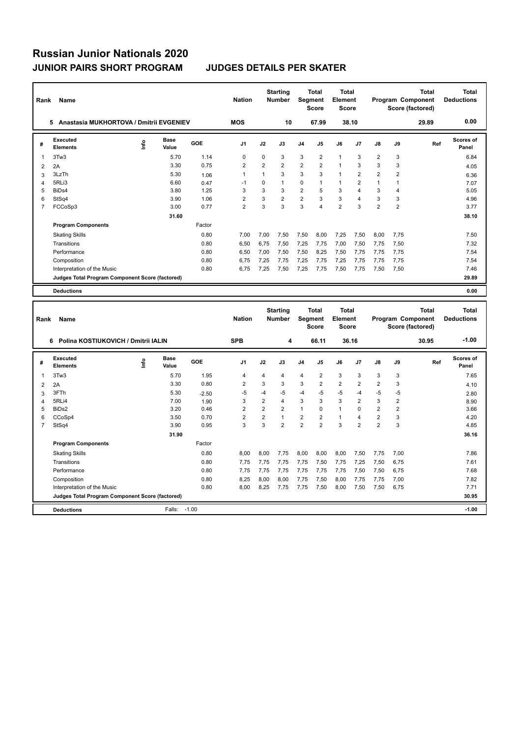# Russian Junior Nationals 2020

## JUNIOR PAIRS SHORT PROGRAM JUDGES DETAILS PER SKATER

| Rank | Name | Nation | Starting Number | Total Segment Score | Total Element Score | Total Program Component Score (factored) | Total Deductions |
|---|---|---|---|---|---|---|---|
| 5 | Anastasia MUKHORTOVA / Dmitrii EVGENIEV | MOS | 10 | 67.99 | 38.10 | 29.89 | 0.00 |

| # | Executed Elements | Info | Base Value | GOE | J1 | J2 | J3 | J4 | J5 | J6 | J7 | J8 | J9 | Ref | Scores of Panel |
|---|---|---|---|---|---|---|---|---|---|---|---|---|---|---|---|
| 1 | 3Tw3 | | 5.70 | 1.14 | 0 | 0 | 3 | 3 | 2 | 1 | 3 | 2 | 3 | | 6.84 |
| 2 | 2A | | 3.30 | 0.75 | 2 | 2 | 2 | 2 | 2 | 1 | 3 | 3 | 3 | | 4.05 |
| 3 | 3LzTh | | 5.30 | 1.06 | 1 | 1 | 3 | 3 | 3 | 1 | 2 | 2 | 2 | | 6.36 |
| 4 | 5RLi3 | | 6.60 | 0.47 | -1 | 0 | 1 | 0 | 1 | 1 | 2 | 1 | 1 | | 7.07 |
| 5 | BiDs4 | | 3.80 | 1.25 | 3 | 3 | 3 | 2 | 5 | 3 | 4 | 3 | 4 | | 5.05 |
| 6 | StSq4 | | 3.90 | 1.06 | 2 | 3 | 2 | 2 | 3 | 3 | 4 | 3 | 3 | | 4.96 |
| 7 | FCCoSp3 | | 3.00 | 0.77 | 2 | 3 | 3 | 3 | 4 | 2 | 3 | 2 | 2 | | 3.77 |
| | | | 31.60 | | | | | | | | | | | | 38.10 |
| | **Program Components** | | | Factor | | | | | | | | | | | |
| | Skating Skills | | | 0.80 | 7,00 | 7,00 | 7,50 | 7,50 | 8,00 | 7,25 | 7,50 | 8,00 | 7,75 | | 7.50 |
| | Transitions | | | 0.80 | 6,50 | 6,75 | 7,50 | 7,25 | 7,75 | 7,00 | 7,50 | 7,75 | 7,50 | | 7.32 |
| | Performance | | | 0.80 | 6,50 | 7,00 | 7,50 | 7,50 | 8,25 | 7,50 | 7,75 | 7,75 | 7,75 | | 7.54 |
| | Composition | | | 0.80 | 6,75 | 7,25 | 7,75 | 7,25 | 7,75 | 7,25 | 7,75 | 7,75 | 7,75 | | 7.54 |
| | Interpretation of the Music | | | 0.80 | 6,75 | 7,25 | 7,50 | 7,25 | 7,75 | 7,50 | 7,75 | 7,50 | 7,50 | | 7.46 |
| | **Judges Total Program Component Score (factored)** | | | | | | | | | | | | | | 29.89 |
| | **Deductions** | | | | | | | | | | | | | | 0.00 |

| Rank | Name | Nation | Starting Number | Total Segment Score | Total Element Score | Total Program Component Score (factored) | Total Deductions |
|---|---|---|---|---|---|---|---|
| 6 | Polina KOSTIUKOVICH / Dmitrii IALIN | SPB | 4 | 66.11 | 36.16 | 30.95 | -1.00 |

| # | Executed Elements | Info | Base Value | GOE | J1 | J2 | J3 | J4 | J5 | J6 | J7 | J8 | J9 | Ref | Scores of Panel |
|---|---|---|---|---|---|---|---|---|---|---|---|---|---|---|---|
| 1 | 3Tw3 | | 5.70 | 1.95 | 4 | 4 | 4 | 4 | 2 | 3 | 3 | 3 | 3 | | 7.65 |
| 2 | 2A | | 3.30 | 0.80 | 2 | 3 | 3 | 3 | 2 | 2 | 2 | 2 | 3 | | 4.10 |
| 3 | 3FTh | | 5.30 | -2.50 | -5 | -4 | -5 | -4 | -5 | -5 | -4 | -5 | -5 | | 2.80 |
| 4 | 5RLi4 | | 7.00 | 1.90 | 3 | 2 | 4 | 3 | 3 | 3 | 2 | 3 | 2 | | 8.90 |
| 5 | BiDs2 | | 3.20 | 0.46 | 2 | 2 | 2 | 1 | 0 | 1 | 0 | 2 | 2 | | 3.66 |
| 6 | CCoSp4 | | 3.50 | 0.70 | 2 | 2 | 1 | 2 | 2 | 1 | 4 | 2 | 3 | | 4.20 |
| 7 | StSq4 | | 3.90 | 0.95 | 3 | 3 | 2 | 2 | 2 | 3 | 2 | 2 | 3 | | 4.85 |
| | | | 31.90 | | | | | | | | | | | | 36.16 |
| | **Program Components** | | | Factor | | | | | | | | | | | |
| | Skating Skills | | | 0.80 | 8,00 | 8,00 | 7,75 | 8,00 | 8,00 | 8,00 | 7,50 | 7,75 | 7,00 | | 7.86 |
| | Transitions | | | 0.80 | 7,75 | 7,75 | 7,75 | 7,75 | 7,50 | 7,75 | 7,25 | 7,50 | 6,75 | | 7.61 |
| | Performance | | | 0.80 | 7,75 | 7,75 | 7,75 | 7,75 | 7,75 | 7,75 | 7,50 | 7,50 | 6,75 | | 7.68 |
| | Composition | | | 0.80 | 8,25 | 8,00 | 8,00 | 7,75 | 7,50 | 8,00 | 7,75 | 7,75 | 7,00 | | 7.82 |
| | Interpretation of the Music | | | 0.80 | 8,00 | 8,25 | 7,75 | 7,75 | 7,50 | 8,00 | 7,50 | 7,50 | 6,75 | | 7.71 |
| | **Judges Total Program Component Score (factored)** | | | | | | | | | | | | | | 30.95 |
| | **Deductions** | | Falls: | -1.00 | | | | | | | | | | | -1.00 |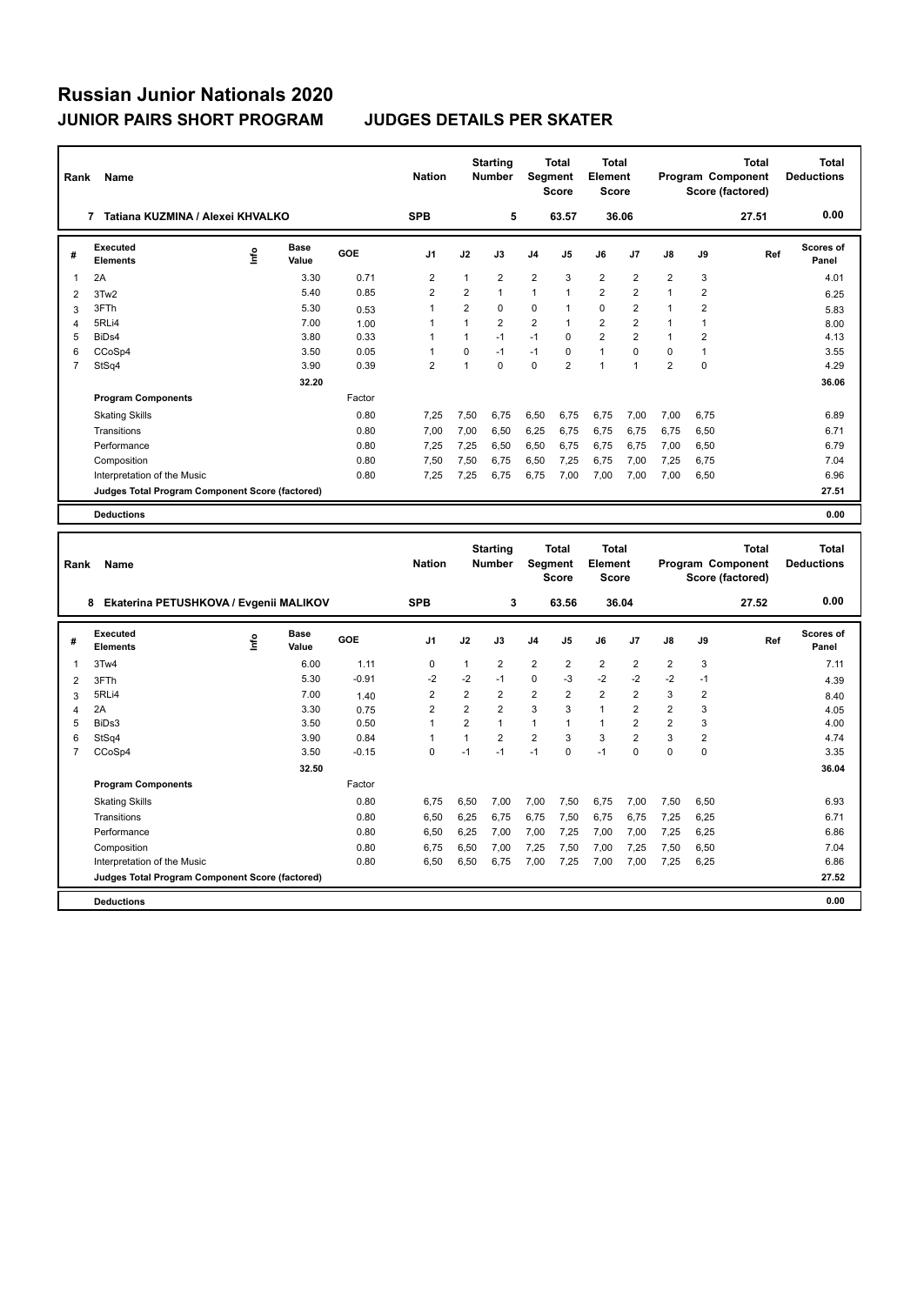# Russian Junior Nationals 2020

## JUNIOR PAIRS SHORT PROGRAM — JUDGES DETAILS PER SKATER

| Rank | Name | Nation | Starting Number | Total Segment Score | Total Element Score | Total Program Component Score (factored) | Total Deductions |
|---|---|---|---|---|---|---|---|
| 7 | Tatiana KUZMINA / Alexei KHVALKO | SPB | 5 | 63.57 | 36.06 | 27.51 | 0.00 |

| # | Executed Elements | Info | Base Value | GOE | J1 | J2 | J3 | J4 | J5 | J6 | J7 | J8 | J9 | Ref | Scores of Panel |
|---|---|---|---|---|---|---|---|---|---|---|---|---|---|---|---|
| 1 | 2A | | 3.30 | 0.71 | 2 | 1 | 2 | 2 | 3 | 2 | 2 | 2 | 3 | | 4.01 |
| 2 | 3Tw2 | | 5.40 | 0.85 | 2 | 2 | 1 | 1 | 1 | 2 | 2 | 1 | 2 | | 6.25 |
| 3 | 3FTh | | 5.30 | 0.53 | 1 | 2 | 0 | 0 | 1 | 0 | 2 | 1 | 2 | | 5.83 |
| 4 | 5RLi4 | | 7.00 | 1.00 | 1 | 1 | 2 | 2 | 1 | 2 | 2 | 1 | 1 | | 8.00 |
| 5 | BiDs4 | | 3.80 | 0.33 | 1 | 1 | -1 | -1 | 0 | 2 | 2 | 1 | 2 | | 4.13 |
| 6 | CCoSp4 | | 3.50 | 0.05 | 1 | 0 | -1 | -1 | 0 | 1 | 0 | 0 | 1 | | 3.55 |
| 7 | StSq4 | | 3.90 | 0.39 | 2 | 1 | 0 | 0 | 2 | 1 | 1 | 2 | 0 | | 4.29 |
| | | | 32.20 | | | | | | | | | | | | 36.06 |

| Program Components | Factor | J1 | J2 | J3 | J4 | J5 | J6 | J7 | J8 | J9 | Scores of Panel |
|---|---|---|---|---|---|---|---|---|---|---|---|
| Skating Skills | 0.80 | 7,25 | 7,50 | 6,75 | 6,50 | 6,75 | 6,75 | 7,00 | 7,00 | 6,75 | 6.89 |
| Transitions | 0.80 | 7,00 | 7,00 | 6,50 | 6,25 | 6,75 | 6,75 | 6,75 | 6,75 | 6,50 | 6.71 |
| Performance | 0.80 | 7,25 | 7,25 | 6,50 | 6,50 | 6,75 | 6,75 | 6,75 | 7,00 | 6,50 | 6.79 |
| Composition | 0.80 | 7,50 | 7,50 | 6,75 | 6,50 | 7,25 | 6,75 | 7,00 | 7,25 | 6,75 | 7.04 |
| Interpretation of the Music | 0.80 | 7,25 | 7,25 | 6,75 | 6,75 | 7,00 | 7,00 | 7,00 | 7,00 | 6,50 | 6.96 |
| Judges Total Program Component Score (factored) | | | | | | | | | | | 27.51 |

| Deductions | 0.00 |
|---|---|

| Rank | Name | Nation | Starting Number | Total Segment Score | Total Element Score | Total Program Component Score (factored) | Total Deductions |
|---|---|---|---|---|---|---|---|
| 8 | Ekaterina PETUSHKOVA / Evgenii MALIKOV | SPB | 3 | 63.56 | 36.04 | 27.52 | 0.00 |

| # | Executed Elements | Info | Base Value | GOE | J1 | J2 | J3 | J4 | J5 | J6 | J7 | J8 | J9 | Ref | Scores of Panel |
|---|---|---|---|---|---|---|---|---|---|---|---|---|---|---|---|
| 1 | 3Tw4 | | 6.00 | 1.11 | 0 | 1 | 2 | 2 | 2 | 2 | 2 | 2 | 3 | | 7.11 |
| 2 | 3FTh | | 5.30 | -0.91 | -2 | -2 | -1 | 0 | -3 | -2 | -2 | -2 | -1 | | 4.39 |
| 3 | 5RLi4 | | 7.00 | 1.40 | 2 | 2 | 2 | 2 | 2 | 2 | 2 | 3 | 2 | | 8.40 |
| 4 | 2A | | 3.30 | 0.75 | 2 | 2 | 2 | 3 | 3 | 1 | 2 | 2 | 3 | | 4.05 |
| 5 | BiDs3 | | 3.50 | 0.50 | 1 | 2 | 1 | 1 | 1 | 1 | 2 | 2 | 3 | | 4.00 |
| 6 | StSq4 | | 3.90 | 0.84 | 1 | 1 | 2 | 2 | 3 | 3 | 2 | 3 | 2 | | 4.74 |
| 7 | CCoSp4 | | 3.50 | -0.15 | 0 | -1 | -1 | -1 | 0 | -1 | 0 | 0 | 0 | | 3.35 |
| | | | 32.50 | | | | | | | | | | | | 36.04 |

| Program Components | Factor | J1 | J2 | J3 | J4 | J5 | J6 | J7 | J8 | J9 | Scores of Panel |
|---|---|---|---|---|---|---|---|---|---|---|---|
| Skating Skills | 0.80 | 6,75 | 6,50 | 7,00 | 7,00 | 7,50 | 6,75 | 7,00 | 7,50 | 6,50 | 6.93 |
| Transitions | 0.80 | 6,50 | 6,25 | 6,75 | 6,75 | 7,50 | 6,75 | 6,75 | 7,25 | 6,25 | 6.71 |
| Performance | 0.80 | 6,50 | 6,25 | 7,00 | 7,00 | 7,25 | 7,00 | 7,00 | 7,25 | 6,25 | 6.86 |
| Composition | 0.80 | 6,75 | 6,50 | 7,00 | 7,25 | 7,50 | 7,00 | 7,25 | 7,50 | 6,50 | 7.04 |
| Interpretation of the Music | 0.80 | 6,50 | 6,50 | 6,75 | 7,00 | 7,25 | 7,00 | 7,00 | 7,25 | 6,25 | 6.86 |
| Judges Total Program Component Score (factored) | | | | | | | | | | | 27.52 |

| Deductions | 0.00 |
|---|---|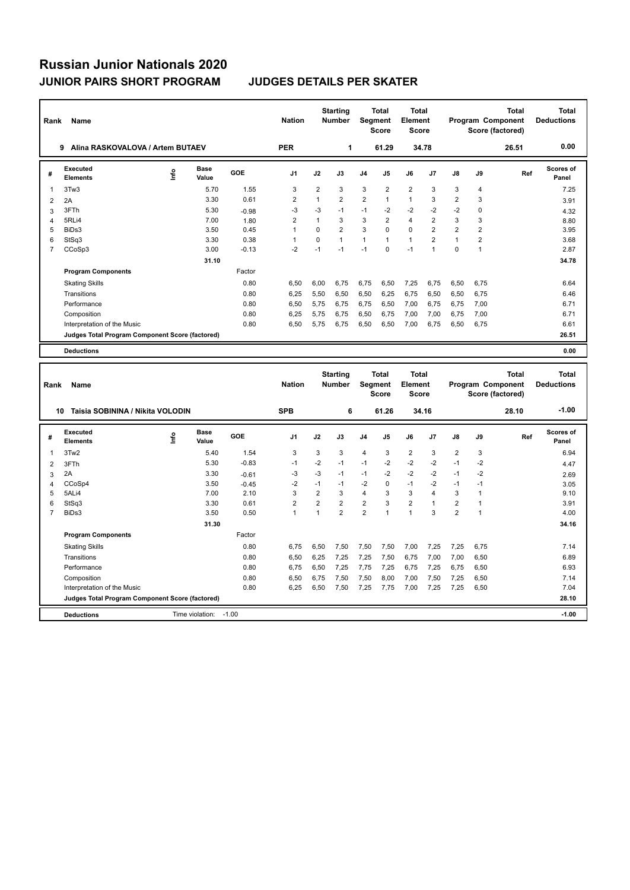# Russian Junior Nationals 2020

## JUNIOR PAIRS SHORT PROGRAM JUDGES DETAILS PER SKATER

| Rank | Name | Nation | Starting Number | Total Segment Score | Total Element Score | Total Program Component Score (factored) | Total Deductions |
|---|---|---|---|---|---|---|---|
| 9 | Alina RASKOVALOVA / Artem BUTAEV | PER | 1 | 61.29 | 34.78 | 26.51 | 0.00 |

| # | Executed Elements | Info | Base Value | GOE | J1 | J2 | J3 | J4 | J5 | J6 | J7 | J8 | J9 | Ref | Scores of Panel |
|---|---|---|---|---|---|---|---|---|---|---|---|---|---|---|---|
| 1 | 3Tw3 | | 5.70 | 1.55 | 3 | 2 | 3 | 3 | 2 | 2 | 3 | 3 | 4 | | 7.25 |
| 2 | 2A | | 3.30 | 0.61 | 2 | 1 | 2 | 2 | 1 | 1 | 3 | 2 | 3 | | 3.91 |
| 3 | 3FTh | | 5.30 | -0.98 | -3 | -3 | -1 | -1 | -2 | -2 | -2 | -2 | 0 | | 4.32 |
| 4 | 5RLi4 | | 7.00 | 1.80 | 2 | 1 | 3 | 3 | 2 | 4 | 2 | 3 | 3 | | 8.80 |
| 5 | BiDs3 | | 3.50 | 0.45 | 1 | 0 | 2 | 3 | 0 | 0 | 2 | 2 | 2 | | 3.95 |
| 6 | StSq3 | | 3.30 | 0.38 | 1 | 0 | 1 | 1 | 1 | 1 | 2 | 1 | 2 | | 3.68 |
| 7 | CCoSp3 | | 3.00 | -0.13 | -2 | -1 | -1 | -1 | 0 | -1 | 1 | 0 | 1 | | 2.87 |
| | | | 31.10 | | | | | | | | | | | | 34.78 |

| Program Components | Factor | J1 | J2 | J3 | J4 | J5 | J6 | J7 | J8 | J9 | Scores of Panel |
|---|---|---|---|---|---|---|---|---|---|---|---|
| Skating Skills | 0.80 | 6,50 | 6,00 | 6,75 | 6,75 | 6,50 | 7,25 | 6,75 | 6,50 | 6,75 | 6.64 |
| Transitions | 0.80 | 6,25 | 5,50 | 6,50 | 6,50 | 6,25 | 6,75 | 6,50 | 6,50 | 6,75 | 6.46 |
| Performance | 0.80 | 6,50 | 5,75 | 6,75 | 6,75 | 6,50 | 7,00 | 6,75 | 6,75 | 7,00 | 6.71 |
| Composition | 0.80 | 6,25 | 5,75 | 6,75 | 6,50 | 6,75 | 7,00 | 7,00 | 6,75 | 7,00 | 6.71 |
| Interpretation of the Music | 0.80 | 6,50 | 5,75 | 6,75 | 6,50 | 6,50 | 7,00 | 6,75 | 6,50 | 6,75 | 6.61 |
| Judges Total Program Component Score (factored) | | | | | | | | | | | 26.51 |

| Deductions | | 0.00 |
|---|---|---|

| Rank | Name | Nation | Starting Number | Total Segment Score | Total Element Score | Total Program Component Score (factored) | Total Deductions |
|---|---|---|---|---|---|---|---|
| 10 | Taisia SOBININA / Nikita VOLODIN | SPB | 6 | 61.26 | 34.16 | 28.10 | -1.00 |

| # | Executed Elements | Info | Base Value | GOE | J1 | J2 | J3 | J4 | J5 | J6 | J7 | J8 | J9 | Ref | Scores of Panel |
|---|---|---|---|---|---|---|---|---|---|---|---|---|---|---|---|
| 1 | 3Tw2 | | 5.40 | 1.54 | 3 | 3 | 3 | 4 | 3 | 2 | 3 | 2 | 3 | | 6.94 |
| 2 | 3FTh | | 5.30 | -0.83 | -1 | -2 | -1 | -1 | -2 | -2 | -2 | -1 | -2 | | 4.47 |
| 3 | 2A | | 3.30 | -0.61 | -3 | -3 | -1 | -1 | -2 | -2 | -2 | -1 | -2 | | 2.69 |
| 4 | CCoSp4 | | 3.50 | -0.45 | -2 | -1 | -1 | -2 | 0 | -1 | -2 | -1 | -1 | | 3.05 |
| 5 | 5ALi4 | | 7.00 | 2.10 | 3 | 2 | 3 | 4 | 3 | 3 | 4 | 3 | 1 | | 9.10 |
| 6 | StSq3 | | 3.30 | 0.61 | 2 | 2 | 2 | 2 | 3 | 2 | 1 | 2 | 1 | | 3.91 |
| 7 | BiDs3 | | 3.50 | 0.50 | 1 | 1 | 2 | 2 | 1 | 1 | 3 | 2 | 1 | | 4.00 |
| | | | 31.30 | | | | | | | | | | | | 34.16 |

| Program Components | Factor | J1 | J2 | J3 | J4 | J5 | J6 | J7 | J8 | J9 | Scores of Panel |
|---|---|---|---|---|---|---|---|---|---|---|---|
| Skating Skills | 0.80 | 6,75 | 6,50 | 7,50 | 7,50 | 7,50 | 7,00 | 7,25 | 7,25 | 6,75 | 7.14 |
| Transitions | 0.80 | 6,50 | 6,25 | 7,25 | 7,25 | 7,50 | 6,75 | 7,00 | 7,00 | 6,50 | 6.89 |
| Performance | 0.80 | 6,75 | 6,50 | 7,25 | 7,75 | 7,25 | 6,75 | 7,25 | 6,75 | 6,50 | 6.93 |
| Composition | 0.80 | 6,50 | 6,75 | 7,50 | 7,50 | 8,00 | 7,00 | 7,50 | 7,25 | 6,50 | 7.14 |
| Interpretation of the Music | 0.80 | 6,25 | 6,50 | 7,50 | 7,25 | 7,75 | 7,00 | 7,25 | 7,25 | 6,50 | 7.04 |
| Judges Total Program Component Score (factored) | | | | | | | | | | | 28.10 |

| Deductions | Time violation: -1.00 | -1.00 |
|---|---|---|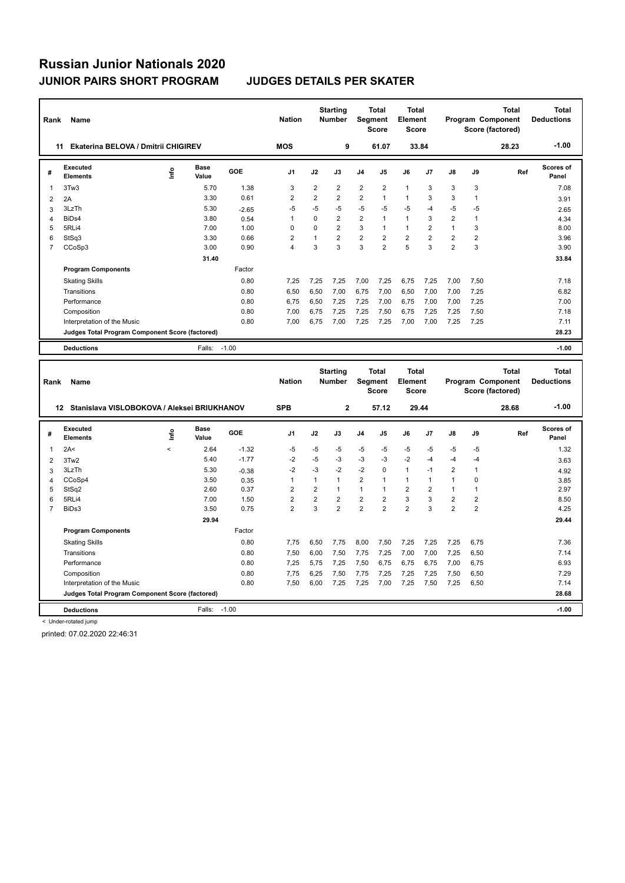# Russian Junior Nationals 2020

## JUNIOR PAIRS SHORT PROGRAM    JUDGES DETAILS PER SKATER

| Rank | Name | Nation | Starting Number | Total Segment Score | Total Element Score | Total Program Component Score (factored) | Total Deductions |
|---|---|---|---|---|---|---|---|
| 11 | Ekaterina BELOVA / Dmitrii CHIGIREV | MOS | 9 | 61.07 | 33.84 | 28.23 | -1.00 |

| # | Executed Elements | Info | Base Value | GOE | J1 | J2 | J3 | J4 | J5 | J6 | J7 | J8 | J9 | Ref | Scores of Panel |
|---|---|---|---|---|---|---|---|---|---|---|---|---|---|---|---|
| 1 | 3Tw3 | | 5.70 | 1.38 | 3 | 2 | 2 | 2 | 2 | 1 | 3 | 3 | 3 | | 7.08 |
| 2 | 2A | | 3.30 | 0.61 | 2 | 2 | 2 | 2 | 1 | 1 | 3 | 3 | 1 | | 3.91 |
| 3 | 3LzTh | | 5.30 | -2.65 | -5 | -5 | -5 | -5 | -5 | -5 | -4 | -5 | -5 | | 2.65 |
| 4 | BiDs4 | | 3.80 | 0.54 | 1 | 0 | 2 | 2 | 1 | 1 | 3 | 2 | 1 | | 4.34 |
| 5 | 5RLi4 | | 7.00 | 1.00 | 0 | 0 | 2 | 3 | 1 | 1 | 2 | 1 | 3 | | 8.00 |
| 6 | StSq3 | | 3.30 | 0.66 | 2 | 1 | 2 | 2 | 2 | 2 | 2 | 2 | 2 | | 3.96 |
| 7 | CCoSp3 | | 3.00 | 0.90 | 4 | 3 | 3 | 3 | 2 | 5 | 3 | 2 | 3 | | 3.90 |
| | | | 31.40 | | | | | | | | | | | | 33.84 |
| | **Program Components** | | | Factor | | | | | | | | | | | |
| | Skating Skills | | | 0.80 | 7,25 | 7,25 | 7,25 | 7,00 | 7,25 | 6,75 | 7,25 | 7,00 | 7,50 | | 7.18 |
| | Transitions | | | 0.80 | 6,50 | 6,50 | 7,00 | 6,75 | 7,00 | 6,50 | 7,00 | 7,00 | 7,25 | | 6.82 |
| | Performance | | | 0.80 | 6,75 | 6,50 | 7,25 | 7,25 | 7,00 | 6,75 | 7,00 | 7,00 | 7,25 | | 7.00 |
| | Composition | | | 0.80 | 7,00 | 6,75 | 7,25 | 7,25 | 7,50 | 6,75 | 7,25 | 7,25 | 7,50 | | 7.18 |
| | Interpretation of the Music | | | 0.80 | 7,00 | 6,75 | 7,00 | 7,25 | 7,25 | 7,00 | 7,00 | 7,25 | 7,25 | | 7.11 |
| | **Judges Total Program Component Score (factored)** | | | | | | | | | | | | | | 28.23 |
| | **Deductions** | | Falls: | -1.00 | | | | | | | | | | | -1.00 |

| Rank | Name | Nation | Starting Number | Total Segment Score | Total Element Score | Total Program Component Score (factored) | Total Deductions |
|---|---|---|---|---|---|---|---|
| 12 | Stanislava VISLOBOKOVA / Aleksei BRIUKHANOV | SPB | 2 | 57.12 | 29.44 | 28.68 | -1.00 |

| # | Executed Elements | Info | Base Value | GOE | J1 | J2 | J3 | J4 | J5 | J6 | J7 | J8 | J9 | Ref | Scores of Panel |
|---|---|---|---|---|---|---|---|---|---|---|---|---|---|---|---|
| 1 | 2A< | < | 2.64 | -1.32 | -5 | -5 | -5 | -5 | -5 | -5 | -5 | -5 | -5 | | 1.32 |
| 2 | 3Tw2 | | 5.40 | -1.77 | -2 | -5 | -3 | -3 | -3 | -2 | -4 | -4 | -4 | | 3.63 |
| 3 | 3LzTh | | 5.30 | -0.38 | -2 | -3 | -2 | -2 | 0 | 1 | -1 | 2 | 1 | | 4.92 |
| 4 | CCoSp4 | | 3.50 | 0.35 | 1 | 1 | 1 | 2 | 1 | 1 | 1 | 1 | 0 | | 3.85 |
| 5 | StSq2 | | 2.60 | 0.37 | 2 | 2 | 1 | 1 | 1 | 2 | 2 | 1 | 1 | | 2.97 |
| 6 | 5RLi4 | | 7.00 | 1.50 | 2 | 2 | 2 | 2 | 2 | 3 | 3 | 2 | 2 | | 8.50 |
| 7 | BiDs3 | | 3.50 | 0.75 | 2 | 3 | 2 | 2 | 2 | 2 | 3 | 2 | 2 | | 4.25 |
| | | | 29.94 | | | | | | | | | | | | 29.44 |
| | **Program Components** | | | Factor | | | | | | | | | | | |
| | Skating Skills | | | 0.80 | 7,75 | 6,50 | 7,75 | 8,00 | 7,50 | 7,25 | 7,25 | 7,25 | 6,75 | | 7.36 |
| | Transitions | | | 0.80 | 7,50 | 6,00 | 7,50 | 7,75 | 7,25 | 7,00 | 7,00 | 7,25 | 6,50 | | 7.14 |
| | Performance | | | 0.80 | 7,25 | 5,75 | 7,25 | 7,50 | 6,75 | 6,75 | 6,75 | 7,00 | 6,75 | | 6.93 |
| | Composition | | | 0.80 | 7,75 | 6,25 | 7,50 | 7,75 | 7,25 | 7,25 | 7,25 | 7,50 | 6,50 | | 7.29 |
| | Interpretation of the Music | | | 0.80 | 7,50 | 6,00 | 7,25 | 7,25 | 7,00 | 7,25 | 7,50 | 7,25 | 6,50 | | 7.14 |
| | **Judges Total Program Component Score (factored)** | | | | | | | | | | | | | | 28.68 |
| | **Deductions** | | Falls: | -1.00 | | | | | | | | | | | -1.00 |

< Under-rotated jump

printed: 07.02.2020 22:46:31